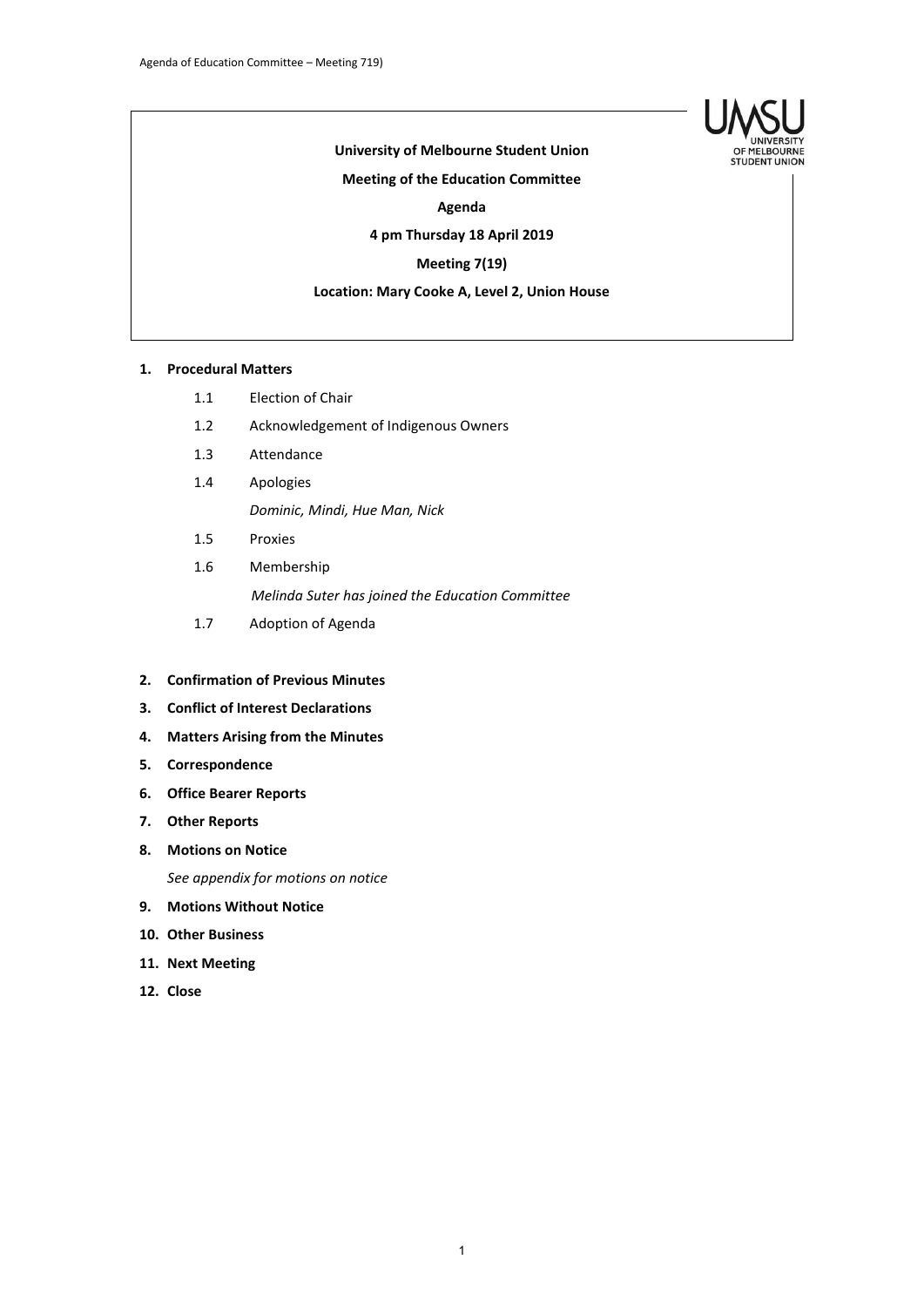**University of Melbourne Student Union**

**Meeting of the Education Committee**

**Agenda**

**4 pm Thursday 18 April 2019**

**Meeting 7(19)**

**Location: Mary Cooke A, Level 2, Union House**

1. **Procedural Matters**
   - 1.1 Election of Chair
   - 1.2 Acknowledgement of Indigenous Owners
   - 1.3 Attendance
   - 1.4 Apologies

     *Dominic, Mindi, Hue Man, Nick*
   - 1.5 Proxies
   - 1.6 Membership

     *Melinda Suter has joined the Education Committee*
   - 1.7 Adoption of Agenda
2. **Confirmation of Previous Minutes**
3. **Conflict of Interest Declarations**
4. **Matters Arising from the Minutes**
5. **Correspondence**
6. **Office Bearer Reports**
7. **Other Reports**
8. **Motions on Notice**

   *See appendix for motions on notice*
9. **Motions Without Notice**
10. **Other Business**
11. **Next Meeting**
12. **Close**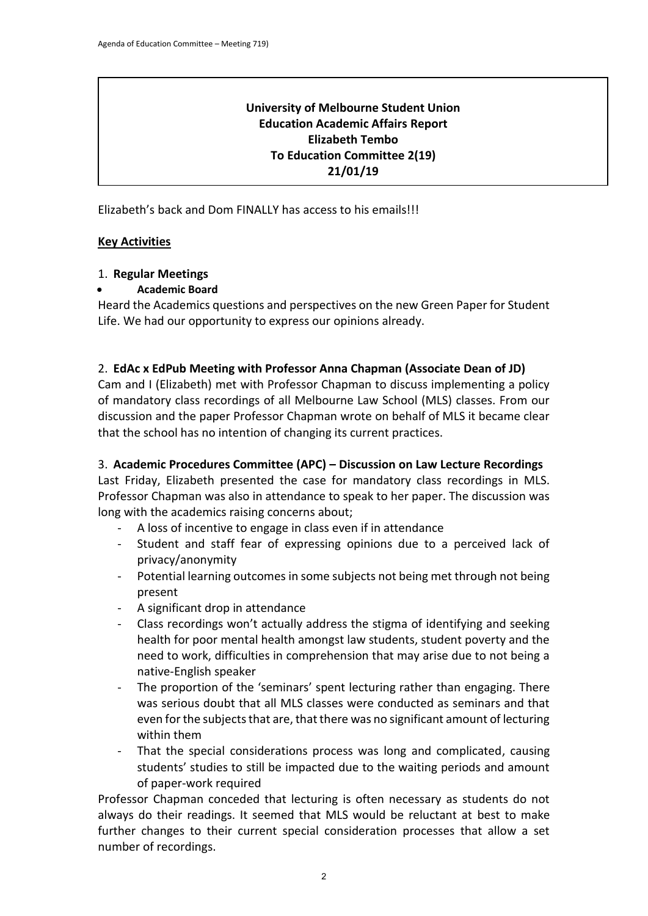**University of Melbourne Student Union**
**Education Academic Affairs Report**
**Elizabeth Tembo**
**To Education Committee 2(19)**
**21/01/19**

Elizabeth's back and Dom FINALLY has access to his emails!!!

## Key Activities

1. **Regular Meetings**

- **Academic Board**

Heard the Academics questions and perspectives on the new Green Paper for Student Life. We had our opportunity to express our opinions already.

2. **EdAc x EdPub Meeting with Professor Anna Chapman (Associate Dean of JD)**

Cam and I (Elizabeth) met with Professor Chapman to discuss implementing a policy of mandatory class recordings of all Melbourne Law School (MLS) classes. From our discussion and the paper Professor Chapman wrote on behalf of MLS it became clear that the school has no intention of changing its current practices.

3. **Academic Procedures Committee (APC) – Discussion on Law Lecture Recordings**

Last Friday, Elizabeth presented the case for mandatory class recordings in MLS. Professor Chapman was also in attendance to speak to her paper. The discussion was long with the academics raising concerns about;

- A loss of incentive to engage in class even if in attendance
- Student and staff fear of expressing opinions due to a perceived lack of privacy/anonymity
- Potential learning outcomes in some subjects not being met through not being present
- A significant drop in attendance
- Class recordings won't actually address the stigma of identifying and seeking health for poor mental health amongst law students, student poverty and the need to work, difficulties in comprehension that may arise due to not being a native-English speaker
- The proportion of the 'seminars' spent lecturing rather than engaging. There was serious doubt that all MLS classes were conducted as seminars and that even for the subjects that are, that there was no significant amount of lecturing within them
- That the special considerations process was long and complicated, causing students' studies to still be impacted due to the waiting periods and amount of paper-work required

Professor Chapman conceded that lecturing is often necessary as students do not always do their readings. It seemed that MLS would be reluctant at best to make further changes to their current special consideration processes that allow a set number of recordings.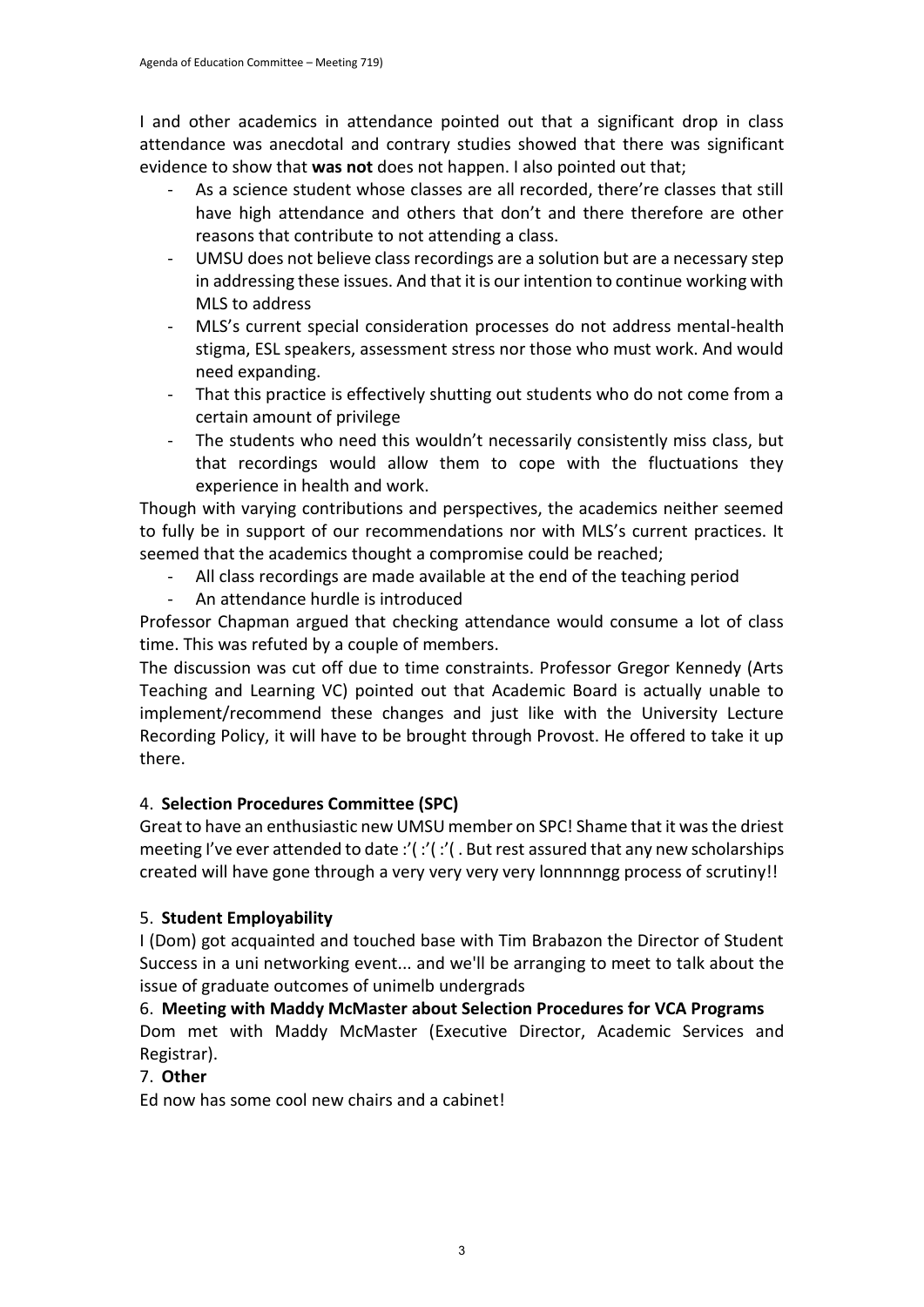I and other academics in attendance pointed out that a significant drop in class attendance was anecdotal and contrary studies showed that there was significant evidence to show that **was not** does not happen. I also pointed out that;

- As a science student whose classes are all recorded, there're classes that still have high attendance and others that don't and there therefore are other reasons that contribute to not attending a class.
- UMSU does not believe class recordings are a solution but are a necessary step in addressing these issues. And that it is our intention to continue working with MLS to address
- MLS's current special consideration processes do not address mental-health stigma, ESL speakers, assessment stress nor those who must work. And would need expanding.
- That this practice is effectively shutting out students who do not come from a certain amount of privilege
- The students who need this wouldn't necessarily consistently miss class, but that recordings would allow them to cope with the fluctuations they experience in health and work.

Though with varying contributions and perspectives, the academics neither seemed to fully be in support of our recommendations nor with MLS's current practices. It seemed that the academics thought a compromise could be reached;

- All class recordings are made available at the end of the teaching period
- An attendance hurdle is introduced

Professor Chapman argued that checking attendance would consume a lot of class time. This was refuted by a couple of members.

The discussion was cut off due to time constraints. Professor Gregor Kennedy (Arts Teaching and Learning VC) pointed out that Academic Board is actually unable to implement/recommend these changes and just like with the University Lecture Recording Policy, it will have to be brought through Provost. He offered to take it up there.

4. **Selection Procedures Committee (SPC)**

Great to have an enthusiastic new UMSU member on SPC! Shame that it was the driest meeting I've ever attended to date :'( :'( :'( . But rest assured that any new scholarships created will have gone through a very very very very lonnnnngg process of scrutiny!!

5. **Student Employability**

I (Dom) got acquainted and touched base with Tim Brabazon the Director of Student Success in a uni networking event... and we'll be arranging to meet to talk about the issue of graduate outcomes of unimelb undergrads

6. **Meeting with Maddy McMaster about Selection Procedures for VCA Programs**

Dom met with Maddy McMaster (Executive Director, Academic Services and Registrar).

7. **Other**

Ed now has some cool new chairs and a cabinet!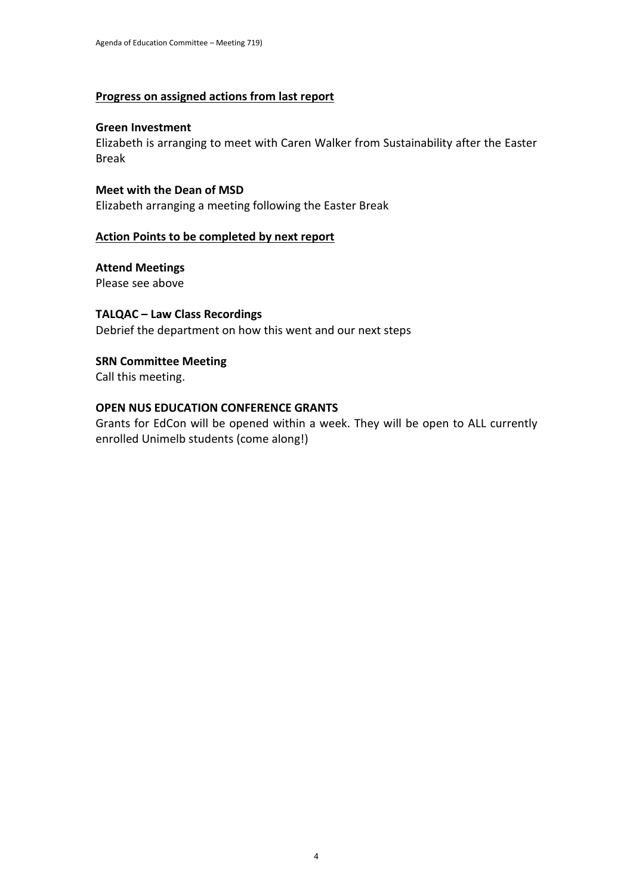**Progress on assigned actions from last report**

**Green Investment**

Elizabeth is arranging to meet with Caren Walker from Sustainability after the Easter Break

**Meet with the Dean of MSD**

Elizabeth arranging a meeting following the Easter Break

**Action Points to be completed by next report**

**Attend Meetings**

Please see above

**TALQAC – Law Class Recordings**

Debrief the department on how this went and our next steps

**SRN Committee Meeting**

Call this meeting.

**OPEN NUS EDUCATION CONFERENCE GRANTS**

Grants for EdCon will be opened within a week. They will be open to ALL currently enrolled Unimelb students (come along!)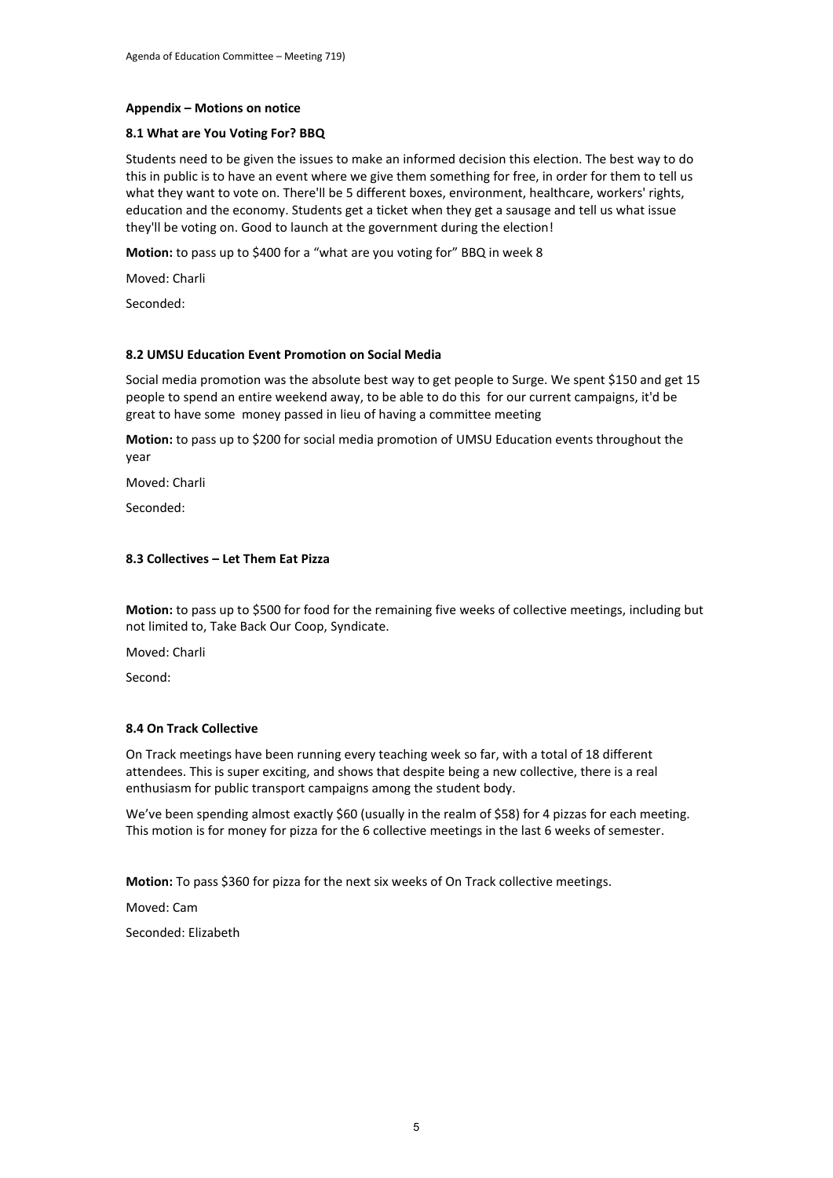## Appendix – Motions on notice

### 8.1 What are You Voting For? BBQ

Students need to be given the issues to make an informed decision this election. The best way to do this in public is to have an event where we give them something for free, in order for them to tell us what they want to vote on. There'll be 5 different boxes, environment, healthcare, workers' rights, education and the economy. Students get a ticket when they get a sausage and tell us what issue they'll be voting on. Good to launch at the government during the election!

**Motion:** to pass up to $400 for a "what are you voting for" BBQ in week 8

Moved: Charli

Seconded:

### 8.2 UMSU Education Event Promotion on Social Media

Social media promotion was the absolute best way to get people to Surge. We spent $150 and get 15 people to spend an entire weekend away, to be able to do this for our current campaigns, it'd be great to have some money passed in lieu of having a committee meeting

**Motion:** to pass up to $200 for social media promotion of UMSU Education events throughout the year

Moved: Charli

Seconded:

### 8.3 Collectives – Let Them Eat Pizza

**Motion:** to pass up to $500 for food for the remaining five weeks of collective meetings, including but not limited to, Take Back Our Coop, Syndicate.

Moved: Charli

Second:

### 8.4 On Track Collective

On Track meetings have been running every teaching week so far, with a total of 18 different attendees. This is super exciting, and shows that despite being a new collective, there is a real enthusiasm for public transport campaigns among the student body.

We've been spending almost exactly $60 (usually in the realm of $58) for 4 pizzas for each meeting. This motion is for money for pizza for the 6 collective meetings in the last 6 weeks of semester.

**Motion:** To pass $360 for pizza for the next six weeks of On Track collective meetings.

Moved: Cam

Seconded: Elizabeth